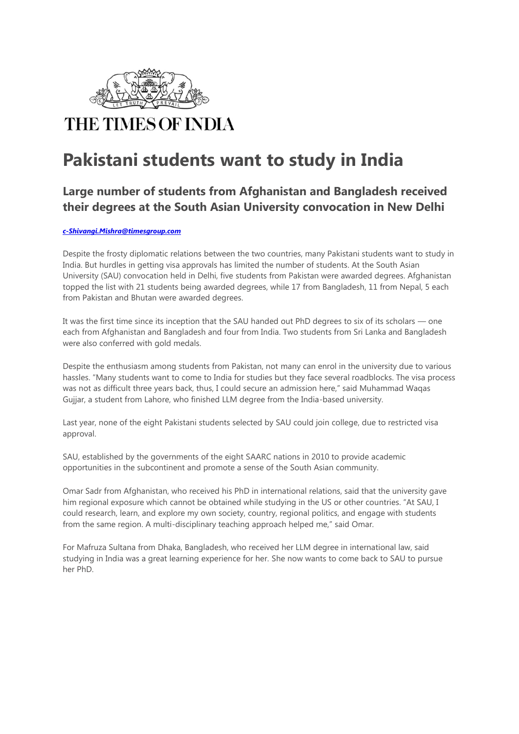THE TIMES OF INDIA

# Pakistani students want to study in India

## Large number of students from Afghanistan and Bangladesh received their degrees at the South Asian University convocation in New Delhi

***c-Shivangi.Mishra@timesgroup.com***

Despite the frosty diplomatic relations between the two countries, many Pakistani students want to study in India. But hurdles in getting visa approvals has limited the number of students. At the South Asian University (SAU) convocation held in Delhi, five students from Pakistan were awarded degrees. Afghanistan topped the list with 21 students being awarded degrees, while 17 from Bangladesh, 11 from Nepal, 5 each from Pakistan and Bhutan were awarded degrees.

It was the first time since its inception that the SAU handed out PhD degrees to six of its scholars — one each from Afghanistan and Bangladesh and four from India. Two students from Sri Lanka and Bangladesh were also conferred with gold medals.

Despite the enthusiasm among students from Pakistan, not many can enrol in the university due to various hassles. "Many students want to come to India for studies but they face several roadblocks. The visa process was not as difficult three years back, thus, I could secure an admission here," said Muhammad Waqas Gujjar, a student from Lahore, who finished LLM degree from the India-based university.

Last year, none of the eight Pakistani students selected by SAU could join college, due to restricted visa approval.

SAU, established by the governments of the eight SAARC nations in 2010 to provide academic opportunities in the subcontinent and promote a sense of the South Asian community.

Omar Sadr from Afghanistan, who received his PhD in international relations, said that the university gave him regional exposure which cannot be obtained while studying in the US or other countries. "At SAU, I could research, learn, and explore my own society, country, regional politics, and engage with students from the same region. A multi-disciplinary teaching approach helped me," said Omar.

For Mafruza Sultana from Dhaka, Bangladesh, who received her LLM degree in international law, said studying in India was a great learning experience for her. She now wants to come back to SAU to pursue her PhD.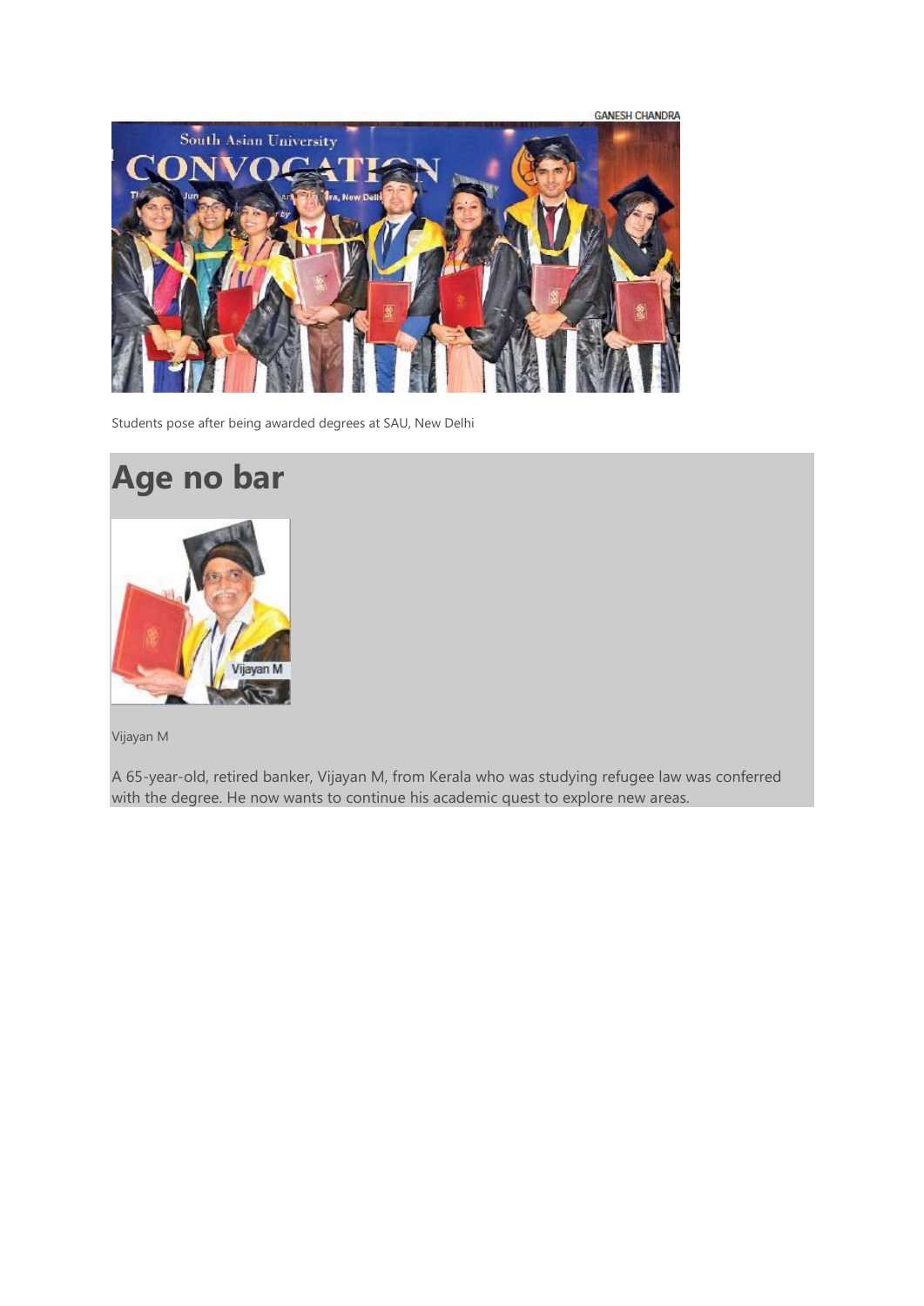Students pose after being awarded degrees at SAU, New Delhi

## Age no bar

Vijayan M

A 65-year-old, retired banker, Vijayan M, from Kerala who was studying refugee law was conferred with the degree. He now wants to continue his academic quest to explore new areas.